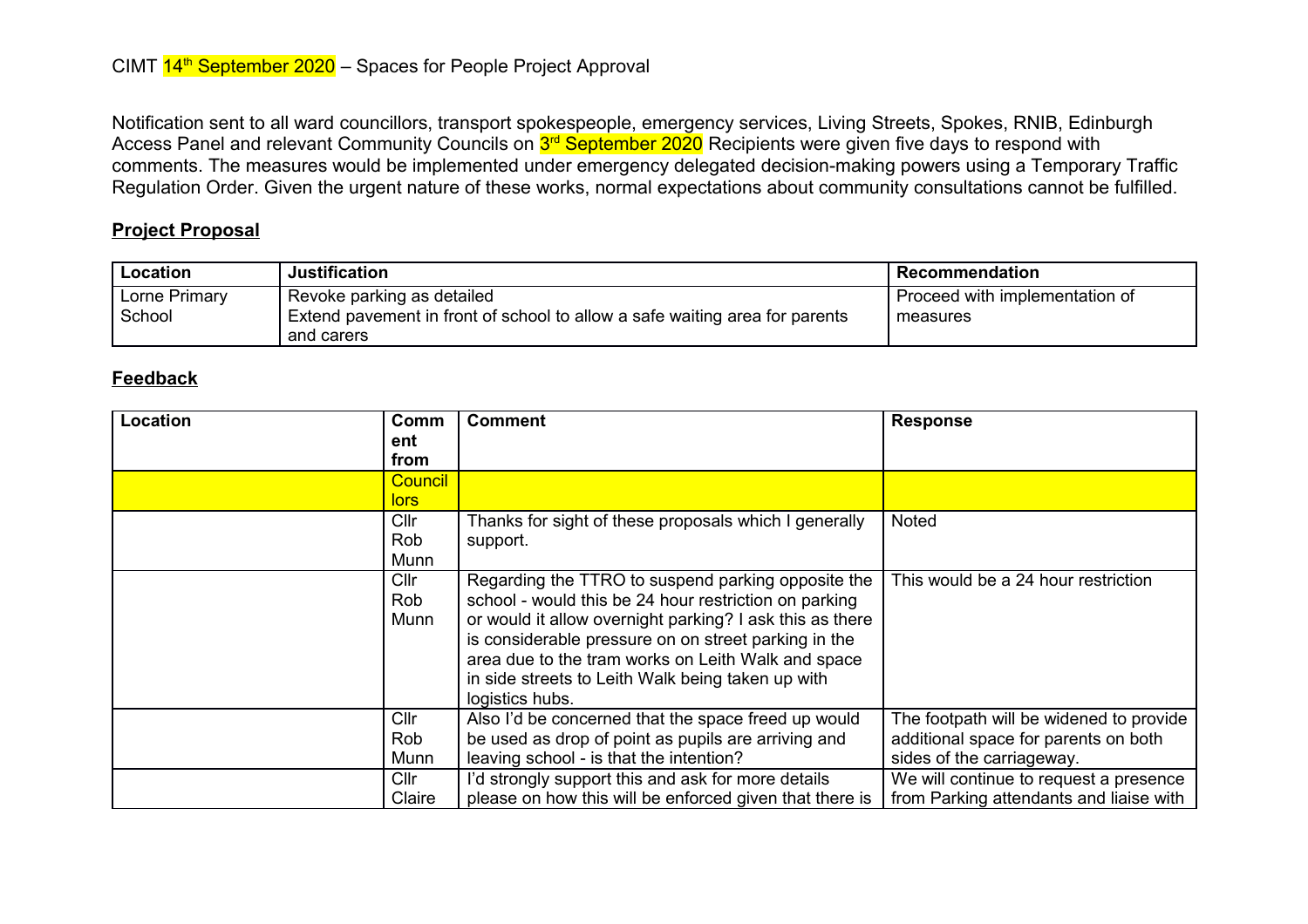CIMT 14th September 2020 – Spaces for People Project Approval

Notification sent to all ward councillors, transport spokespeople, emergency services, Living Streets, Spokes, RNIB, Edinburgh Access Panel and relevant Community Councils on 3rd September 2020 Recipients were given five days to respond with comments. The measures would be implemented under emergency delegated decision-making powers using a Temporary Traffic Regulation Order. Given the urgent nature of these works, normal expectations about community consultations cannot be fulfilled.

## Project Proposal

| Location | Justification | Recommendation |
| --- | --- | --- |
| Lorne Primary School | Revoke parking as detailed<br>Extend pavement in front of school to allow a safe waiting area for parents and carers | Proceed with implementation of measures |

## Feedback

| Location | Comment from | Comment | Response |
| --- | --- | --- | --- |
| | Councillors | | |
| | Cllr Rob Munn | Thanks for sight of these proposals which I generally support. | Noted |
| | Cllr Rob Munn | Regarding the TTRO to suspend parking opposite the school - would this be 24 hour restriction on parking or would it allow overnight parking? I ask this as there is considerable pressure on on street parking in the area due to the tram works on Leith Walk and space in side streets to Leith Walk being taken up with logistics hubs. | This would be a 24 hour restriction |
| | Cllr Rob Munn | Also I'd be concerned that the space freed up would be used as drop of point as pupils are arriving and leaving school - is that the intention? | The footpath will be widened to provide additional space for parents on both sides of the carriageway. |
| | Cllr Claire | I'd strongly support this and ask for more details please on how this will be enforced given that there is | We will continue to request a presence from Parking attendants and liaise with |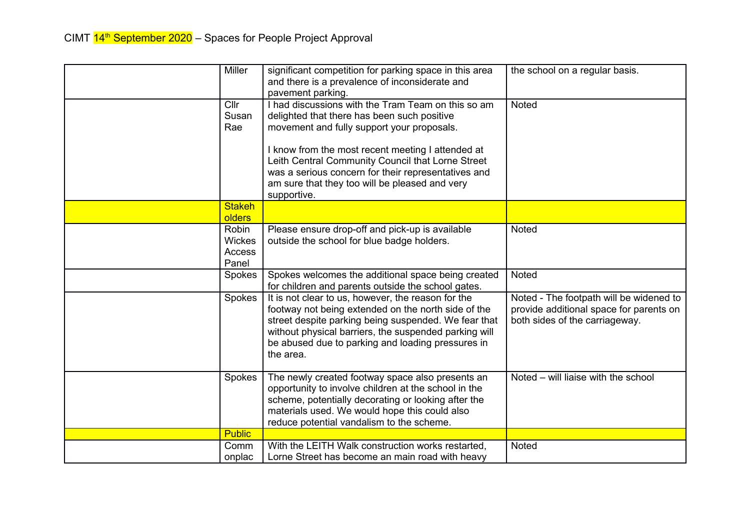CIMT 14th September 2020 – Spaces for People Project Approval

| | | | |
|---|---|---|---|
| | Miller | significant competition for parking space in this area and there is a prevalence of inconsiderate and pavement parking. | the school on a regular basis. |
| | Cllr Susan Rae | I had discussions with the Tram Team on this so am delighted that there has been such positive movement and fully support your proposals.<br><br>I know from the most recent meeting I attended at Leith Central Community Council that Lorne Street was a serious concern for their representatives and am sure that they too will be pleased and very supportive. | Noted |
| | Stakeholders | | |
| | Robin Wickes Access Panel | Please ensure drop-off and pick-up is available outside the school for blue badge holders. | Noted |
| | Spokes | Spokes welcomes the additional space being created for children and parents outside the school gates. | Noted |
| | Spokes | It is not clear to us, however, the reason for the footway not being extended on the north side of the street despite parking being suspended. We fear that without physical barriers, the suspended parking will be abused due to parking and loading pressures in the area. | Noted - The footpath will be widened to provide additional space for parents on both sides of the carriageway. |
| | Spokes | The newly created footway space also presents an opportunity to involve children at the school in the scheme, potentially decorating or looking after the materials used. We would hope this could also reduce potential vandalism to the scheme. | Noted – will liaise with the school |
| | Public | | |
| | Commonplac | With the LEITH Walk construction works restarted, Lorne Street has become an main road with heavy | Noted |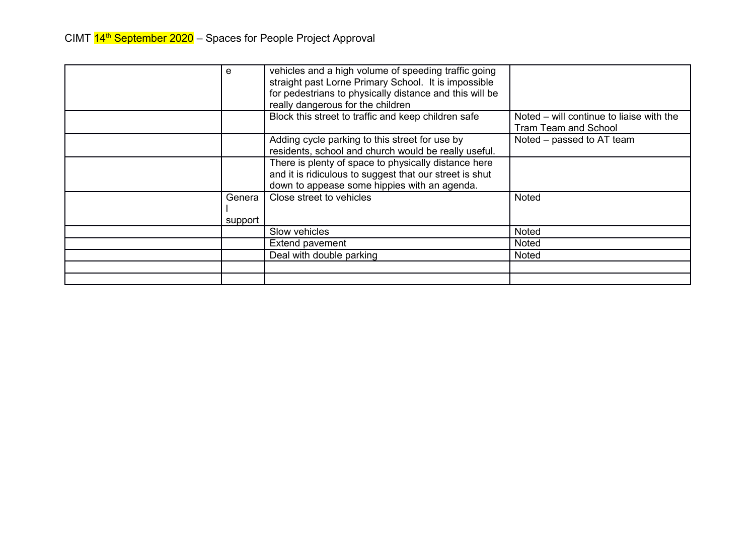CIMT 14th September 2020 – Spaces for People Project Approval

| | | | |
|---|---|---|---|
| | e | vehicles and a high volume of speeding traffic going straight past Lorne Primary School. It is impossible for pedestrians to physically distance and this will be really dangerous for the children | |
| | | Block this street to traffic and keep children safe | Noted – will continue to liaise with the Tram Team and School |
| | | Adding cycle parking to this street for use by residents, school and church would be really useful. | Noted – passed to AT team |
| | | There is plenty of space to physically distance here and it is ridiculous to suggest that our street is shut down to appease some hippies with an agenda. | |
| | General support | Close street to vehicles | Noted |
| | | Slow vehicles | Noted |
| | | Extend pavement | Noted |
| | | Deal with double parking | Noted |
| | | | |
| | | | |